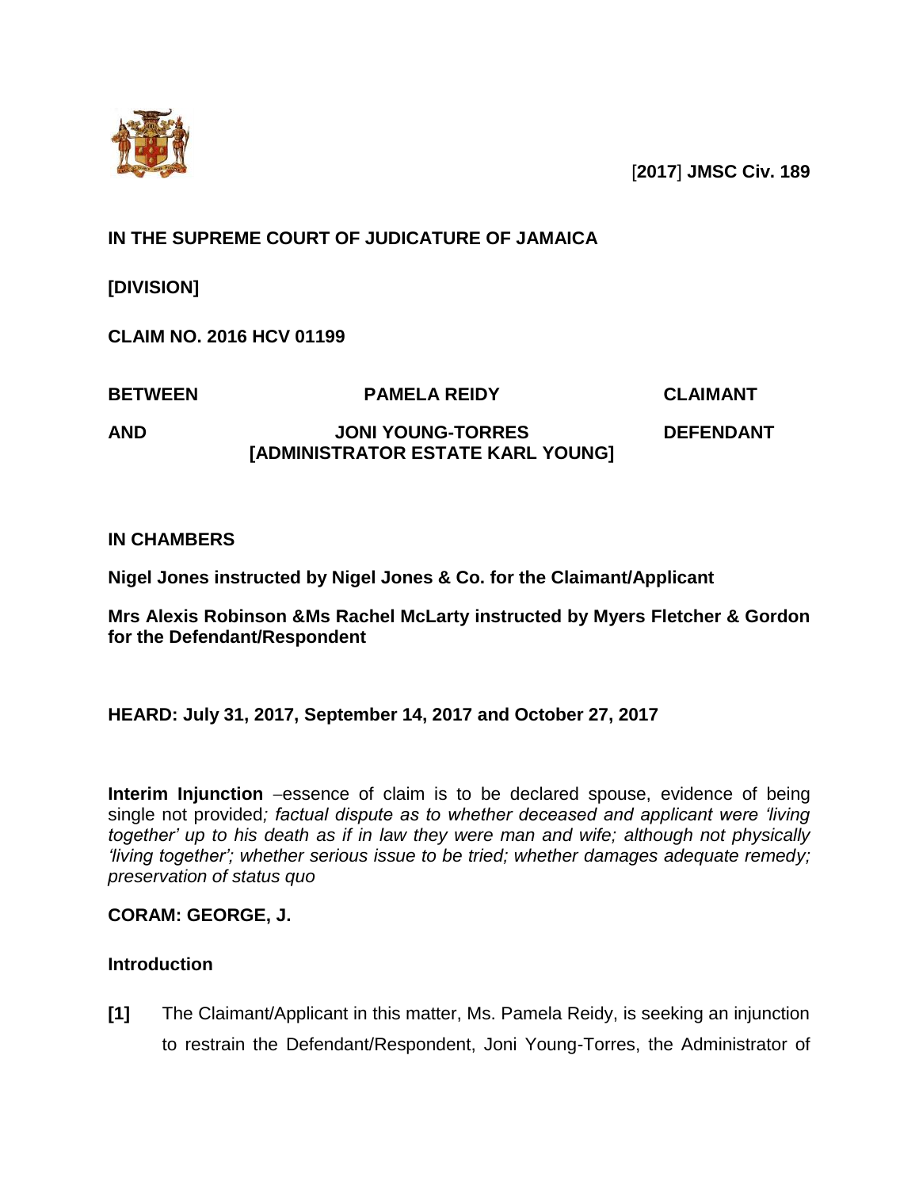[**2017**] **JMSC Civ. 189**

**IN THE SUPREME COURT OF JUDICATURE OF JAMAICA**

**[DIVISION]**

**CLAIM NO. 2016 HCV 01199**

| | | |
|---|---|---|
| **BETWEEN** | **PAMELA REIDY** | **CLAIMANT** |
| **AND** | **JONI YOUNG-TORRES [ADMINISTRATOR ESTATE KARL YOUNG]** | **DEFENDANT** |

**IN CHAMBERS**

**Nigel Jones instructed by Nigel Jones & Co. for the Claimant/Applicant**

**Mrs Alexis Robinson &Ms Rachel McLarty instructed by Myers Fletcher & Gordon for the Defendant/Respondent**

**HEARD: July 31, 2017, September 14, 2017 and October 27, 2017**

**Interim Injunction** –essence of claim is to be declared spouse, evidence of being single not provided*; factual dispute as to whether deceased and applicant were 'living together' up to his death as if in law they were man and wife; although not physically 'living together'; whether serious issue to be tried; whether damages adequate remedy; preservation of status quo*

**CORAM: GEORGE, J.**

## Introduction

**[1]** The Claimant/Applicant in this matter, Ms. Pamela Reidy, is seeking an injunction to restrain the Defendant/Respondent, Joni Young-Torres, the Administrator of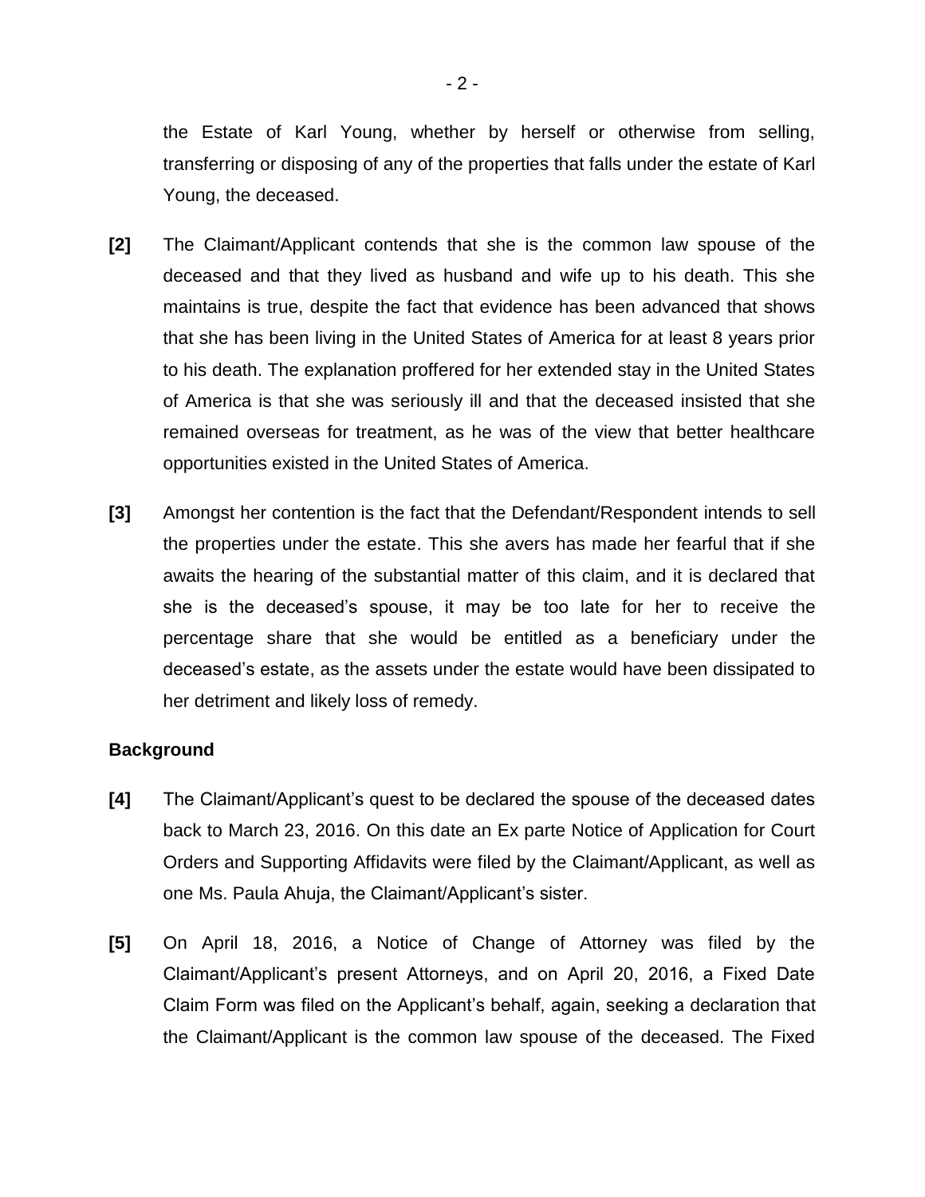the Estate of Karl Young, whether by herself or otherwise from selling, transferring or disposing of any of the properties that falls under the estate of Karl Young, the deceased.

**[2]** The Claimant/Applicant contends that she is the common law spouse of the deceased and that they lived as husband and wife up to his death. This she maintains is true, despite the fact that evidence has been advanced that shows that she has been living in the United States of America for at least 8 years prior to his death. The explanation proffered for her extended stay in the United States of America is that she was seriously ill and that the deceased insisted that she remained overseas for treatment, as he was of the view that better healthcare opportunities existed in the United States of America.

**[3]** Amongst her contention is the fact that the Defendant/Respondent intends to sell the properties under the estate. This she avers has made her fearful that if she awaits the hearing of the substantial matter of this claim, and it is declared that she is the deceased's spouse, it may be too late for her to receive the percentage share that she would be entitled as a beneficiary under the deceased's estate, as the assets under the estate would have been dissipated to her detriment and likely loss of remedy.

## Background

**[4]** The Claimant/Applicant's quest to be declared the spouse of the deceased dates back to March 23, 2016. On this date an Ex parte Notice of Application for Court Orders and Supporting Affidavits were filed by the Claimant/Applicant, as well as one Ms. Paula Ahuja, the Claimant/Applicant's sister.

**[5]** On April 18, 2016, a Notice of Change of Attorney was filed by the Claimant/Applicant's present Attorneys, and on April 20, 2016, a Fixed Date Claim Form was filed on the Applicant's behalf, again, seeking a declaration that the Claimant/Applicant is the common law spouse of the deceased. The Fixed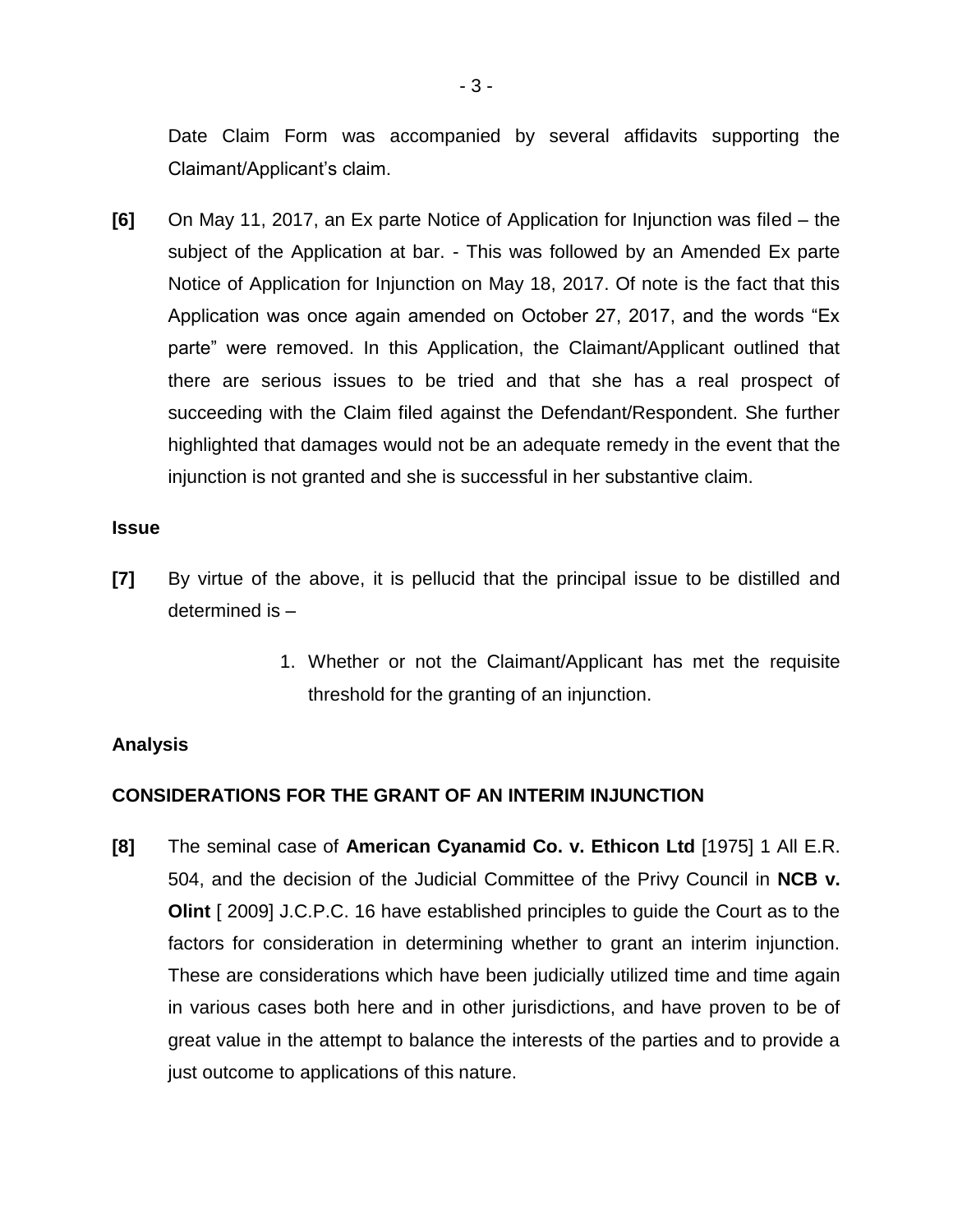Date Claim Form was accompanied by several affidavits supporting the Claimant/Applicant's claim.

**[6]** On May 11, 2017, an Ex parte Notice of Application for Injunction was filed – the subject of the Application at bar. - This was followed by an Amended Ex parte Notice of Application for Injunction on May 18, 2017. Of note is the fact that this Application was once again amended on October 27, 2017, and the words "Ex parte" were removed. In this Application, the Claimant/Applicant outlined that there are serious issues to be tried and that she has a real prospect of succeeding with the Claim filed against the Defendant/Respondent. She further highlighted that damages would not be an adequate remedy in the event that the injunction is not granted and she is successful in her substantive claim.

**Issue**

**[7]** By virtue of the above, it is pellucid that the principal issue to be distilled and determined is –

1. Whether or not the Claimant/Applicant has met the requisite threshold for the granting of an injunction.

**Analysis**

**CONSIDERATIONS FOR THE GRANT OF AN INTERIM INJUNCTION**

**[8]** The seminal case of **American Cyanamid Co. v. Ethicon Ltd** [1975] 1 All E.R. 504, and the decision of the Judicial Committee of the Privy Council in **NCB v. Olint** [ 2009] J.C.P.C. 16 have established principles to guide the Court as to the factors for consideration in determining whether to grant an interim injunction. These are considerations which have been judicially utilized time and time again in various cases both here and in other jurisdictions, and have proven to be of great value in the attempt to balance the interests of the parties and to provide a just outcome to applications of this nature.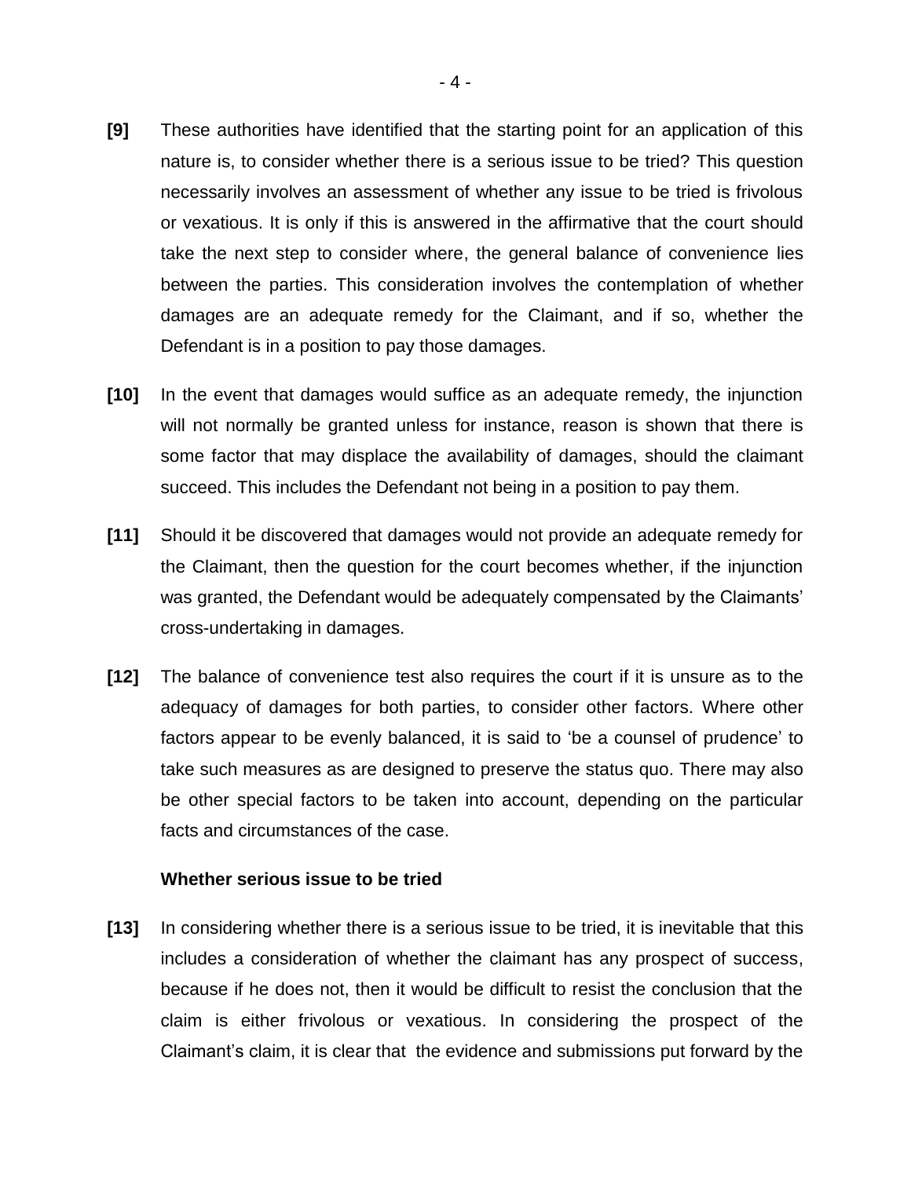**[9]** These authorities have identified that the starting point for an application of this nature is, to consider whether there is a serious issue to be tried? This question necessarily involves an assessment of whether any issue to be tried is frivolous or vexatious. It is only if this is answered in the affirmative that the court should take the next step to consider where, the general balance of convenience lies between the parties. This consideration involves the contemplation of whether damages are an adequate remedy for the Claimant, and if so, whether the Defendant is in a position to pay those damages.

**[10]** In the event that damages would suffice as an adequate remedy, the injunction will not normally be granted unless for instance, reason is shown that there is some factor that may displace the availability of damages, should the claimant succeed. This includes the Defendant not being in a position to pay them.

**[11]** Should it be discovered that damages would not provide an adequate remedy for the Claimant, then the question for the court becomes whether, if the injunction was granted, the Defendant would be adequately compensated by the Claimants' cross-undertaking in damages.

**[12]** The balance of convenience test also requires the court if it is unsure as to the adequacy of damages for both parties, to consider other factors. Where other factors appear to be evenly balanced, it is said to 'be a counsel of prudence' to take such measures as are designed to preserve the status quo. There may also be other special factors to be taken into account, depending on the particular facts and circumstances of the case.

**Whether serious issue to be tried**

**[13]** In considering whether there is a serious issue to be tried, it is inevitable that this includes a consideration of whether the claimant has any prospect of success, because if he does not, then it would be difficult to resist the conclusion that the claim is either frivolous or vexatious. In considering the prospect of the Claimant's claim, it is clear that the evidence and submissions put forward by the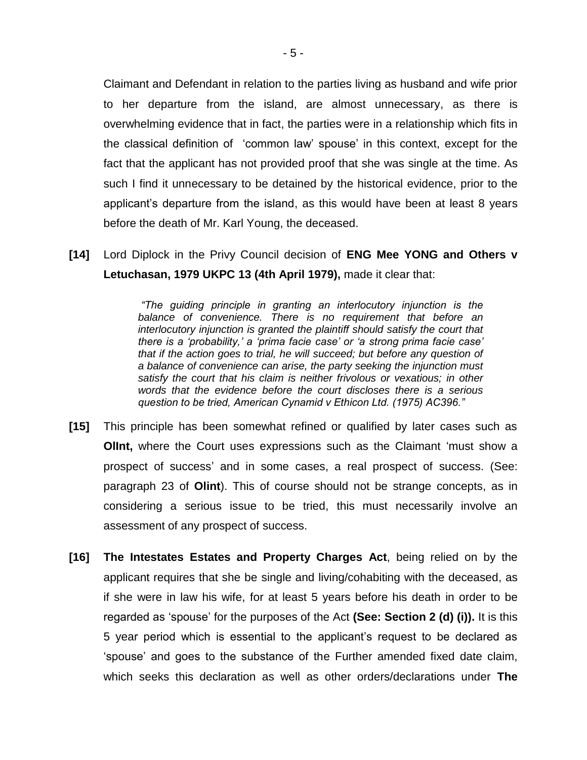Claimant and Defendant in relation to the parties living as husband and wife prior to her departure from the island, are almost unnecessary, as there is overwhelming evidence that in fact, the parties were in a relationship which fits in the classical definition of 'common law' spouse' in this context, except for the fact that the applicant has not provided proof that she was single at the time. As such I find it unnecessary to be detained by the historical evidence, prior to the applicant's departure from the island, as this would have been at least 8 years before the death of Mr. Karl Young, the deceased.

**[14]** Lord Diplock in the Privy Council decision of **ENG Mee YONG and Others v Letuchasan, 1979 UKPC 13 (4th April 1979),** made it clear that:

> *"The guiding principle in granting an interlocutory injunction is the balance of convenience. There is no requirement that before an interlocutory injunction is granted the plaintiff should satisfy the court that there is a 'probability,' a 'prima facie case' or 'a strong prima facie case' that if the action goes to trial, he will succeed; but before any question of a balance of convenience can arise, the party seeking the injunction must satisfy the court that his claim is neither frivolous or vexatious; in other words that the evidence before the court discloses there is a serious question to be tried, American Cynamid v Ethicon Ltd. (1975) AC396."*

**[15]** This principle has been somewhat refined or qualified by later cases such as **Ollnt,** where the Court uses expressions such as the Claimant 'must show a prospect of success' and in some cases, a real prospect of success. (See: paragraph 23 of **Olint**). This of course should not be strange concepts, as in considering a serious issue to be tried, this must necessarily involve an assessment of any prospect of success.

**[16]** **The Intestates Estates and Property Charges Act**, being relied on by the applicant requires that she be single and living/cohabiting with the deceased, as if she were in law his wife, for at least 5 years before his death in order to be regarded as 'spouse' for the purposes of the Act **(See: Section 2 (d) (i)).** It is this 5 year period which is essential to the applicant's request to be declared as 'spouse' and goes to the substance of the Further amended fixed date claim, which seeks this declaration as well as other orders/declarations under **The**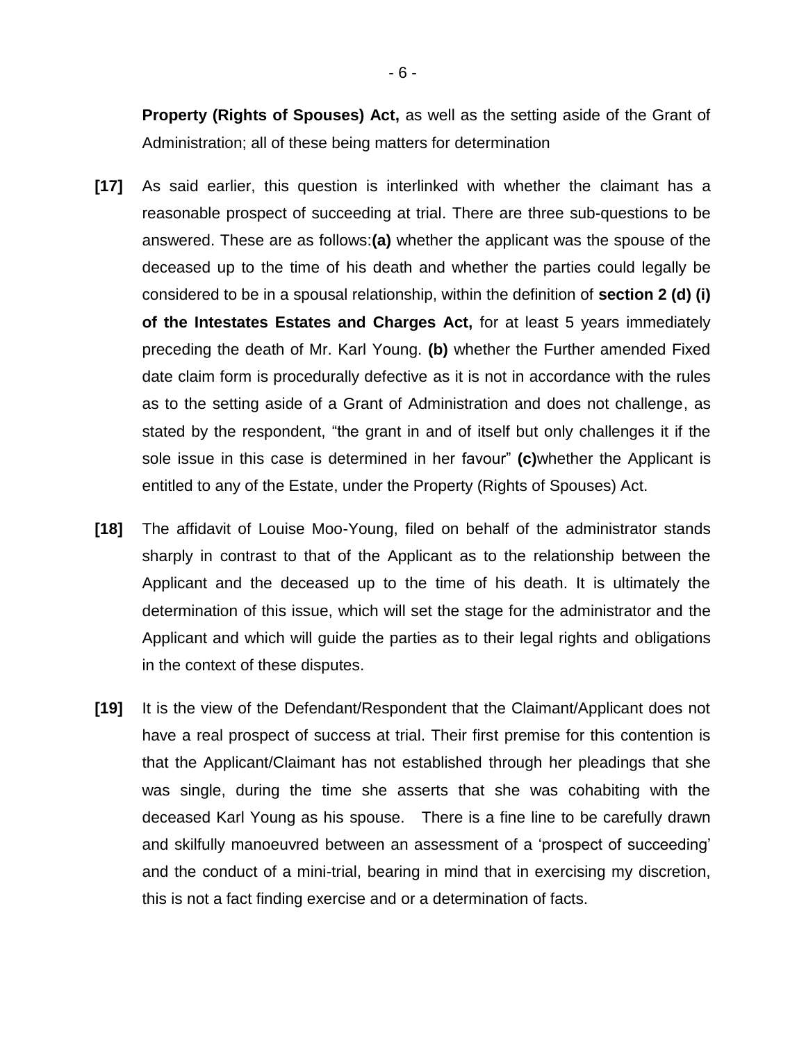**Property (Rights of Spouses) Act,** as well as the setting aside of the Grant of Administration; all of these being matters for determination

**[17]** As said earlier, this question is interlinked with whether the claimant has a reasonable prospect of succeeding at trial. There are three sub-questions to be answered. These are as follows:**(a)** whether the applicant was the spouse of the deceased up to the time of his death and whether the parties could legally be considered to be in a spousal relationship, within the definition of **section 2 (d) (i) of the Intestates Estates and Charges Act,** for at least 5 years immediately preceding the death of Mr. Karl Young. **(b)** whether the Further amended Fixed date claim form is procedurally defective as it is not in accordance with the rules as to the setting aside of a Grant of Administration and does not challenge, as stated by the respondent, "the grant in and of itself but only challenges it if the sole issue in this case is determined in her favour" **(c)**whether the Applicant is entitled to any of the Estate, under the Property (Rights of Spouses) Act.

**[18]** The affidavit of Louise Moo-Young, filed on behalf of the administrator stands sharply in contrast to that of the Applicant as to the relationship between the Applicant and the deceased up to the time of his death. It is ultimately the determination of this issue, which will set the stage for the administrator and the Applicant and which will guide the parties as to their legal rights and obligations in the context of these disputes.

**[19]** It is the view of the Defendant/Respondent that the Claimant/Applicant does not have a real prospect of success at trial. Their first premise for this contention is that the Applicant/Claimant has not established through her pleadings that she was single, during the time she asserts that she was cohabiting with the deceased Karl Young as his spouse. There is a fine line to be carefully drawn and skilfully manoeuvred between an assessment of a 'prospect of succeeding' and the conduct of a mini-trial, bearing in mind that in exercising my discretion, this is not a fact finding exercise and or a determination of facts.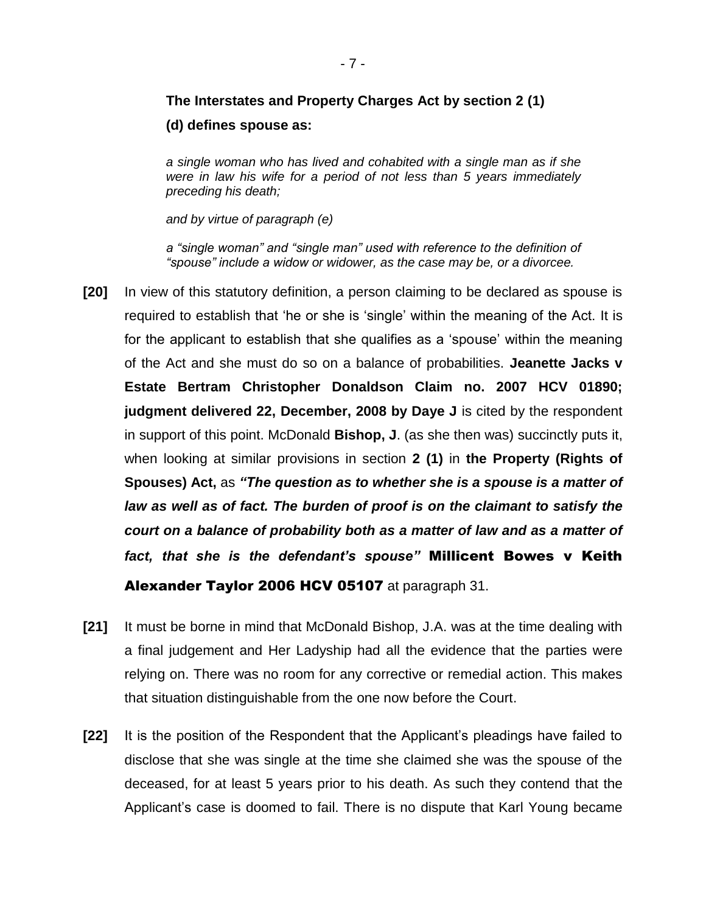**The Interstates and Property Charges Act by section 2 (1) (d) defines spouse as:**

> *a single woman who has lived and cohabited with a single man as if she were in law his wife for a period of not less than 5 years immediately preceding his death;*
>
> *and by virtue of paragraph (e)*
>
> *a "single woman" and "single man" used with reference to the definition of "spouse" include a widow or widower, as the case may be, or a divorcee.*

**[20]** In view of this statutory definition, a person claiming to be declared as spouse is required to establish that 'he or she is 'single' within the meaning of the Act. It is for the applicant to establish that she qualifies as a 'spouse' within the meaning of the Act and she must do so on a balance of probabilities. **Jeanette Jacks v Estate Bertram Christopher Donaldson Claim no. 2007 HCV 01890; judgment delivered 22, December, 2008 by Daye J** is cited by the respondent in support of this point. McDonald **Bishop, J**. (as she then was) succinctly puts it, when looking at similar provisions in section **2 (1)** in **the Property (Rights of Spouses) Act,** as ***"The question as to whether she is a spouse is a matter of law as well as of fact. The burden of proof is on the claimant to satisfy the court on a balance of probability both as a matter of law and as a matter of fact, that she is the defendant's spouse"*** **Millicent Bowes v Keith Alexander Taylor 2006 HCV 05107** at paragraph 31.

**[21]** It must be borne in mind that McDonald Bishop, J.A. was at the time dealing with a final judgement and Her Ladyship had all the evidence that the parties were relying on. There was no room for any corrective or remedial action. This makes that situation distinguishable from the one now before the Court.

**[22]** It is the position of the Respondent that the Applicant's pleadings have failed to disclose that she was single at the time she claimed she was the spouse of the deceased, for at least 5 years prior to his death. As such they contend that the Applicant's case is doomed to fail. There is no dispute that Karl Young became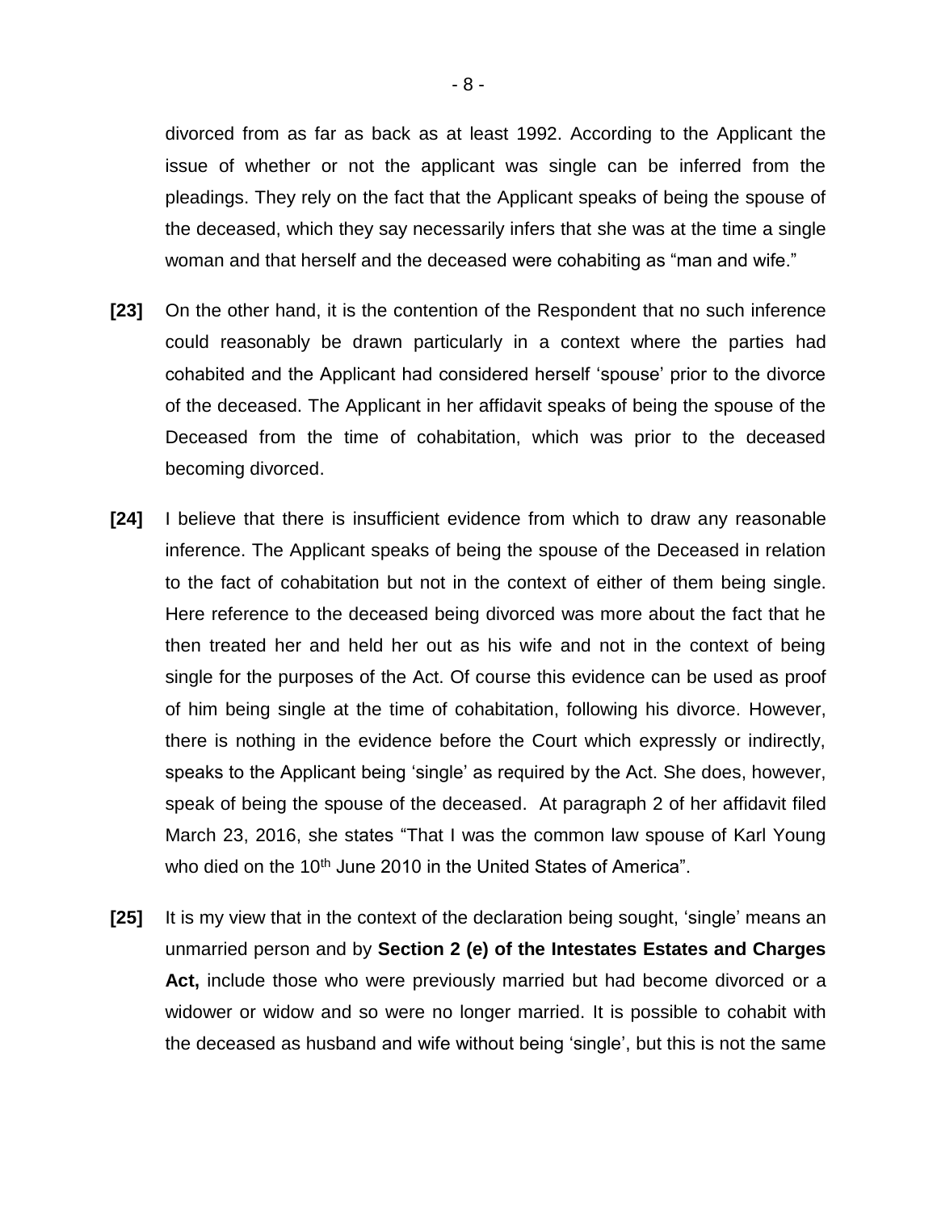divorced from as far as back as at least 1992. According to the Applicant the issue of whether or not the applicant was single can be inferred from the pleadings. They rely on the fact that the Applicant speaks of being the spouse of the deceased, which they say necessarily infers that she was at the time a single woman and that herself and the deceased were cohabiting as "man and wife."

**[23]** On the other hand, it is the contention of the Respondent that no such inference could reasonably be drawn particularly in a context where the parties had cohabited and the Applicant had considered herself 'spouse' prior to the divorce of the deceased. The Applicant in her affidavit speaks of being the spouse of the Deceased from the time of cohabitation, which was prior to the deceased becoming divorced.

**[24]** I believe that there is insufficient evidence from which to draw any reasonable inference. The Applicant speaks of being the spouse of the Deceased in relation to the fact of cohabitation but not in the context of either of them being single. Here reference to the deceased being divorced was more about the fact that he then treated her and held her out as his wife and not in the context of being single for the purposes of the Act. Of course this evidence can be used as proof of him being single at the time of cohabitation, following his divorce. However, there is nothing in the evidence before the Court which expressly or indirectly, speaks to the Applicant being 'single' as required by the Act. She does, however, speak of being the spouse of the deceased. At paragraph 2 of her affidavit filed March 23, 2016, she states "That I was the common law spouse of Karl Young who died on the 10th June 2010 in the United States of America".

**[25]** It is my view that in the context of the declaration being sought, 'single' means an unmarried person and by **Section 2 (e) of the Intestates Estates and Charges Act,** include those who were previously married but had become divorced or a widower or widow and so were no longer married. It is possible to cohabit with the deceased as husband and wife without being 'single', but this is not the same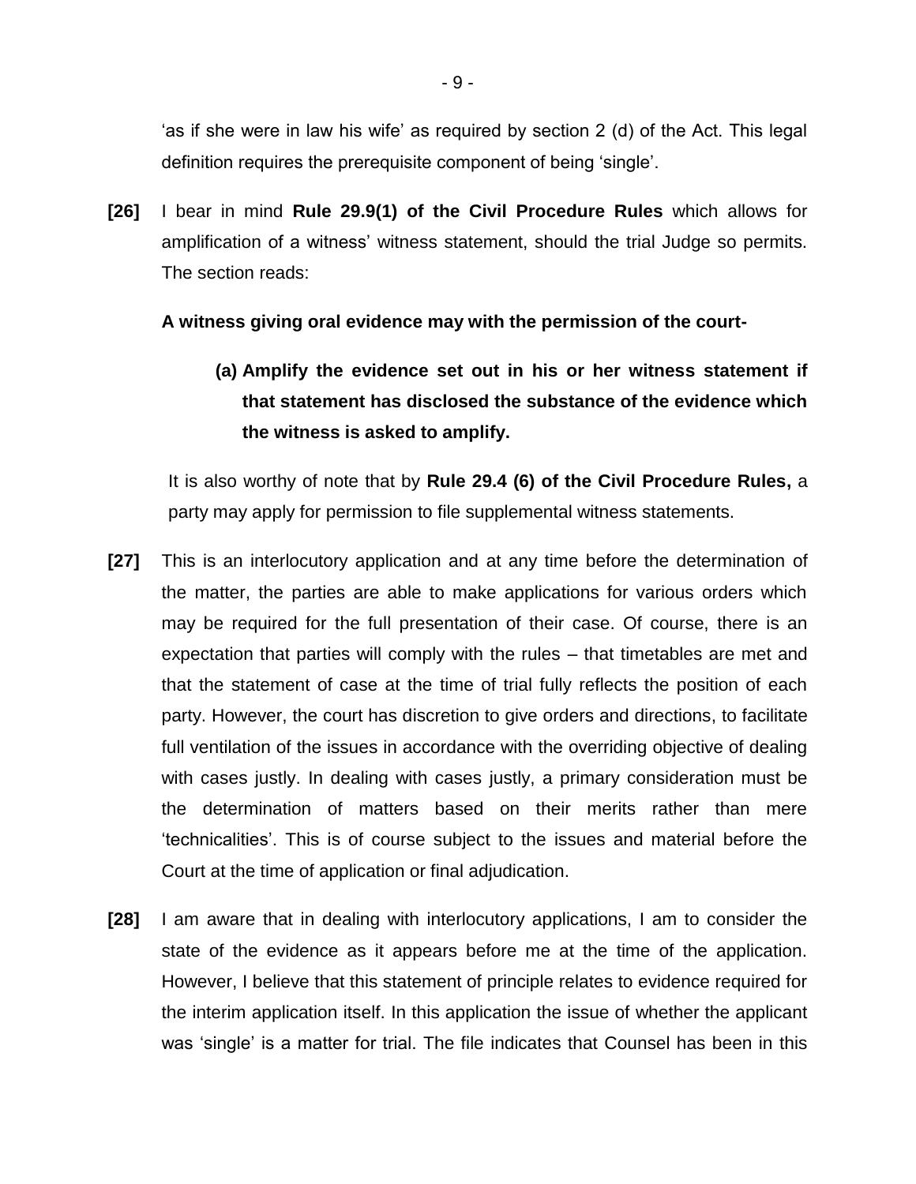'as if she were in law his wife' as required by section 2 (d) of the Act. This legal definition requires the prerequisite component of being 'single'.

**[26]** I bear in mind **Rule 29.9(1) of the Civil Procedure Rules** which allows for amplification of a witness' witness statement, should the trial Judge so permits. The section reads:

**A witness giving oral evidence may with the permission of the court-**

> **(a) Amplify the evidence set out in his or her witness statement if that statement has disclosed the substance of the evidence which the witness is asked to amplify.**

It is also worthy of note that by **Rule 29.4 (6) of the Civil Procedure Rules,** a party may apply for permission to file supplemental witness statements.

**[27]** This is an interlocutory application and at any time before the determination of the matter, the parties are able to make applications for various orders which may be required for the full presentation of their case. Of course, there is an expectation that parties will comply with the rules – that timetables are met and that the statement of case at the time of trial fully reflects the position of each party. However, the court has discretion to give orders and directions, to facilitate full ventilation of the issues in accordance with the overriding objective of dealing with cases justly. In dealing with cases justly, a primary consideration must be the determination of matters based on their merits rather than mere 'technicalities'. This is of course subject to the issues and material before the Court at the time of application or final adjudication.

**[28]** I am aware that in dealing with interlocutory applications, I am to consider the state of the evidence as it appears before me at the time of the application. However, I believe that this statement of principle relates to evidence required for the interim application itself. In this application the issue of whether the applicant was 'single' is a matter for trial. The file indicates that Counsel has been in this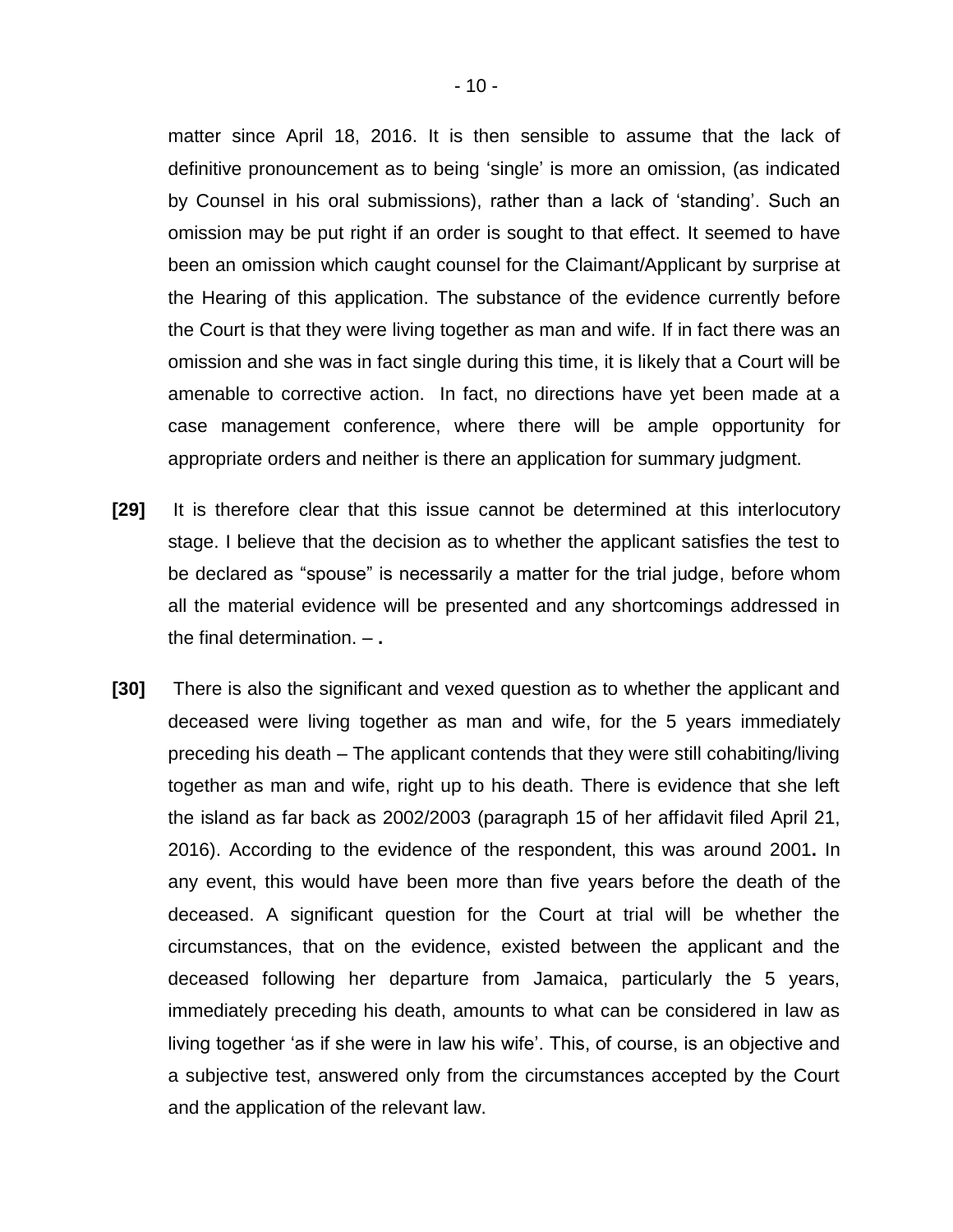matter since April 18, 2016. It is then sensible to assume that the lack of definitive pronouncement as to being 'single' is more an omission, (as indicated by Counsel in his oral submissions), rather than a lack of 'standing'. Such an omission may be put right if an order is sought to that effect. It seemed to have been an omission which caught counsel for the Claimant/Applicant by surprise at the Hearing of this application. The substance of the evidence currently before the Court is that they were living together as man and wife. If in fact there was an omission and she was in fact single during this time, it is likely that a Court will be amenable to corrective action. In fact, no directions have yet been made at a case management conference, where there will be ample opportunity for appropriate orders and neither is there an application for summary judgment.

**[29]** It is therefore clear that this issue cannot be determined at this interlocutory stage. I believe that the decision as to whether the applicant satisfies the test to be declared as "spouse" is necessarily a matter for the trial judge, before whom all the material evidence will be presented and any shortcomings addressed in the final determination. – **.**

**[30]** There is also the significant and vexed question as to whether the applicant and deceased were living together as man and wife, for the 5 years immediately preceding his death – The applicant contends that they were still cohabiting/living together as man and wife, right up to his death. There is evidence that she left the island as far back as 2002/2003 (paragraph 15 of her affidavit filed April 21, 2016). According to the evidence of the respondent, this was around 2001**.** In any event, this would have been more than five years before the death of the deceased. A significant question for the Court at trial will be whether the circumstances, that on the evidence, existed between the applicant and the deceased following her departure from Jamaica, particularly the 5 years, immediately preceding his death, amounts to what can be considered in law as living together 'as if she were in law his wife'. This, of course, is an objective and a subjective test, answered only from the circumstances accepted by the Court and the application of the relevant law.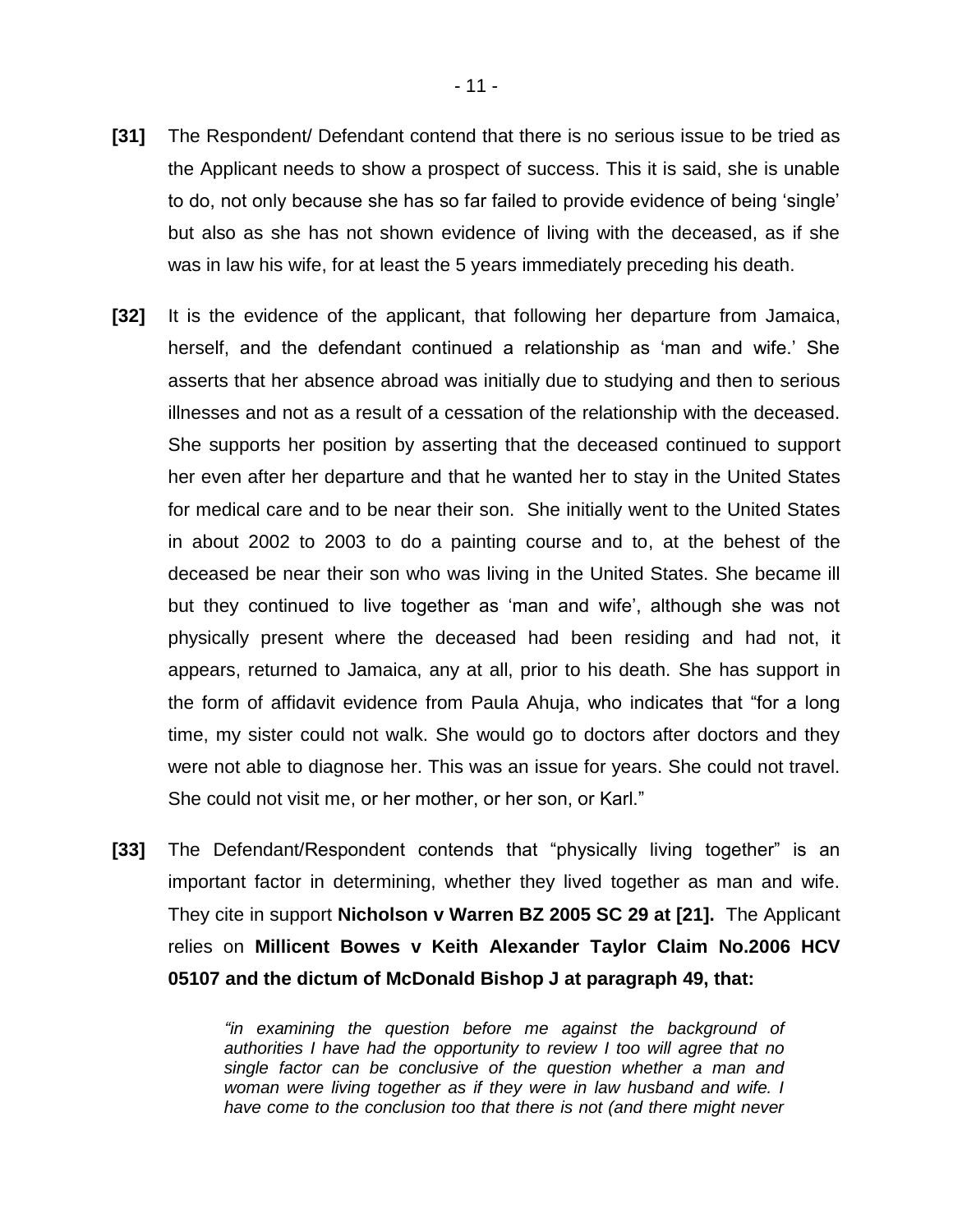**[31]** The Respondent/ Defendant contend that there is no serious issue to be tried as the Applicant needs to show a prospect of success. This it is said, she is unable to do, not only because she has so far failed to provide evidence of being 'single' but also as she has not shown evidence of living with the deceased, as if she was in law his wife, for at least the 5 years immediately preceding his death.

**[32]** It is the evidence of the applicant, that following her departure from Jamaica, herself, and the defendant continued a relationship as 'man and wife.' She asserts that her absence abroad was initially due to studying and then to serious illnesses and not as a result of a cessation of the relationship with the deceased. She supports her position by asserting that the deceased continued to support her even after her departure and that he wanted her to stay in the United States for medical care and to be near their son. She initially went to the United States in about 2002 to 2003 to do a painting course and to, at the behest of the deceased be near their son who was living in the United States. She became ill but they continued to live together as 'man and wife', although she was not physically present where the deceased had been residing and had not, it appears, returned to Jamaica, any at all, prior to his death. She has support in the form of affidavit evidence from Paula Ahuja, who indicates that "for a long time, my sister could not walk. She would go to doctors after doctors and they were not able to diagnose her. This was an issue for years. She could not travel. She could not visit me, or her mother, or her son, or Karl."

**[33]** The Defendant/Respondent contends that "physically living together" is an important factor in determining, whether they lived together as man and wife. They cite in support **Nicholson v Warren BZ 2005 SC 29 at [21].** The Applicant relies on **Millicent Bowes v Keith Alexander Taylor Claim No.2006 HCV 05107 and the dictum of McDonald Bishop J at paragraph 49, that:**

> *"in examining the question before me against the background of authorities I have had the opportunity to review I too will agree that no single factor can be conclusive of the question whether a man and woman were living together as if they were in law husband and wife. I have come to the conclusion too that there is not (and there might never*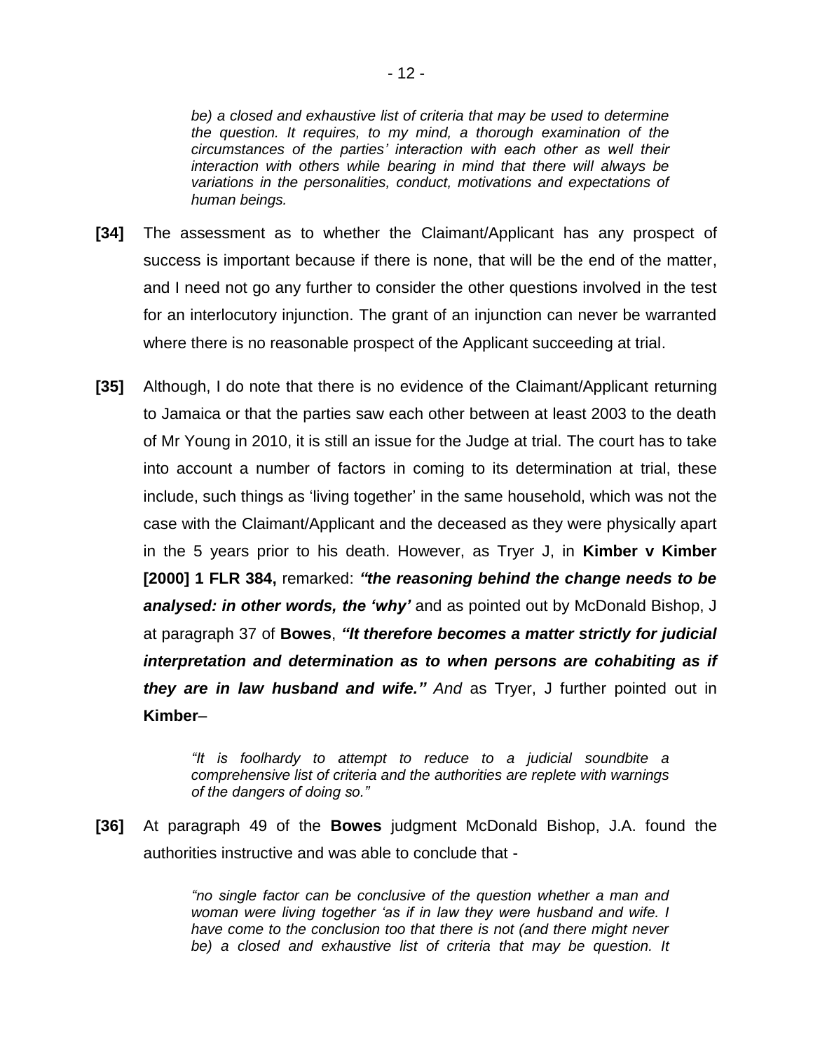*be) a closed and exhaustive list of criteria that may be used to determine the question. It requires, to my mind, a thorough examination of the circumstances of the parties' interaction with each other as well their interaction with others while bearing in mind that there will always be variations in the personalities, conduct, motivations and expectations of human beings.*

**[34]** The assessment as to whether the Claimant/Applicant has any prospect of success is important because if there is none, that will be the end of the matter, and I need not go any further to consider the other questions involved in the test for an interlocutory injunction. The grant of an injunction can never be warranted where there is no reasonable prospect of the Applicant succeeding at trial.

**[35]** Although, I do note that there is no evidence of the Claimant/Applicant returning to Jamaica or that the parties saw each other between at least 2003 to the death of Mr Young in 2010, it is still an issue for the Judge at trial. The court has to take into account a number of factors in coming to its determination at trial, these include, such things as 'living together' in the same household, which was not the case with the Claimant/Applicant and the deceased as they were physically apart in the 5 years prior to his death. However, as Tryer J, in **Kimber v Kimber [2000] 1 FLR 384,** remarked: ***"the reasoning behind the change needs to be analysed: in other words, the 'why'*** and as pointed out by McDonald Bishop, J at paragraph 37 of **Bowes**, ***"It therefore becomes a matter strictly for judicial interpretation and determination as to when persons are cohabiting as if they are in law husband and wife."*** *And* as Tryer, J further pointed out in **Kimber**–

> *"It is foolhardy to attempt to reduce to a judicial soundbite a comprehensive list of criteria and the authorities are replete with warnings of the dangers of doing so."*

**[36]** At paragraph 49 of the **Bowes** judgment McDonald Bishop, J.A. found the authorities instructive and was able to conclude that -

> *"no single factor can be conclusive of the question whether a man and woman were living together 'as if in law they were husband and wife. I have come to the conclusion too that there is not (and there might never be) a closed and exhaustive list of criteria that may be question. It*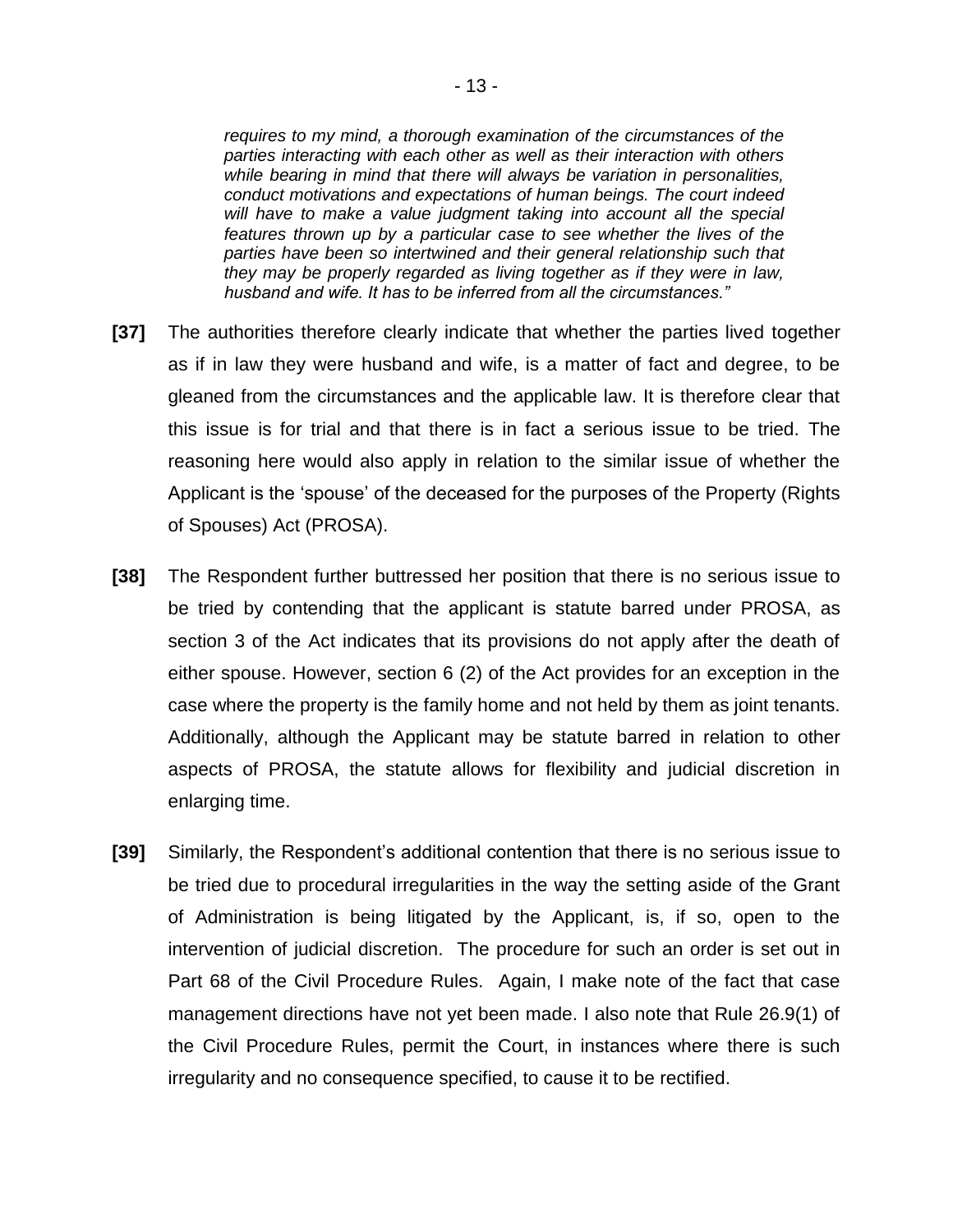*requires to my mind, a thorough examination of the circumstances of the parties interacting with each other as well as their interaction with others while bearing in mind that there will always be variation in personalities, conduct motivations and expectations of human beings. The court indeed will have to make a value judgment taking into account all the special features thrown up by a particular case to see whether the lives of the parties have been so intertwined and their general relationship such that they may be properly regarded as living together as if they were in law, husband and wife. It has to be inferred from all the circumstances."*

**[37]** The authorities therefore clearly indicate that whether the parties lived together as if in law they were husband and wife, is a matter of fact and degree, to be gleaned from the circumstances and the applicable law. It is therefore clear that this issue is for trial and that there is in fact a serious issue to be tried. The reasoning here would also apply in relation to the similar issue of whether the Applicant is the 'spouse' of the deceased for the purposes of the Property (Rights of Spouses) Act (PROSA).

**[38]** The Respondent further buttressed her position that there is no serious issue to be tried by contending that the applicant is statute barred under PROSA, as section 3 of the Act indicates that its provisions do not apply after the death of either spouse. However, section 6 (2) of the Act provides for an exception in the case where the property is the family home and not held by them as joint tenants. Additionally, although the Applicant may be statute barred in relation to other aspects of PROSA, the statute allows for flexibility and judicial discretion in enlarging time.

**[39]** Similarly, the Respondent's additional contention that there is no serious issue to be tried due to procedural irregularities in the way the setting aside of the Grant of Administration is being litigated by the Applicant, is, if so, open to the intervention of judicial discretion. The procedure for such an order is set out in Part 68 of the Civil Procedure Rules. Again, I make note of the fact that case management directions have not yet been made. I also note that Rule 26.9(1) of the Civil Procedure Rules, permit the Court, in instances where there is such irregularity and no consequence specified, to cause it to be rectified.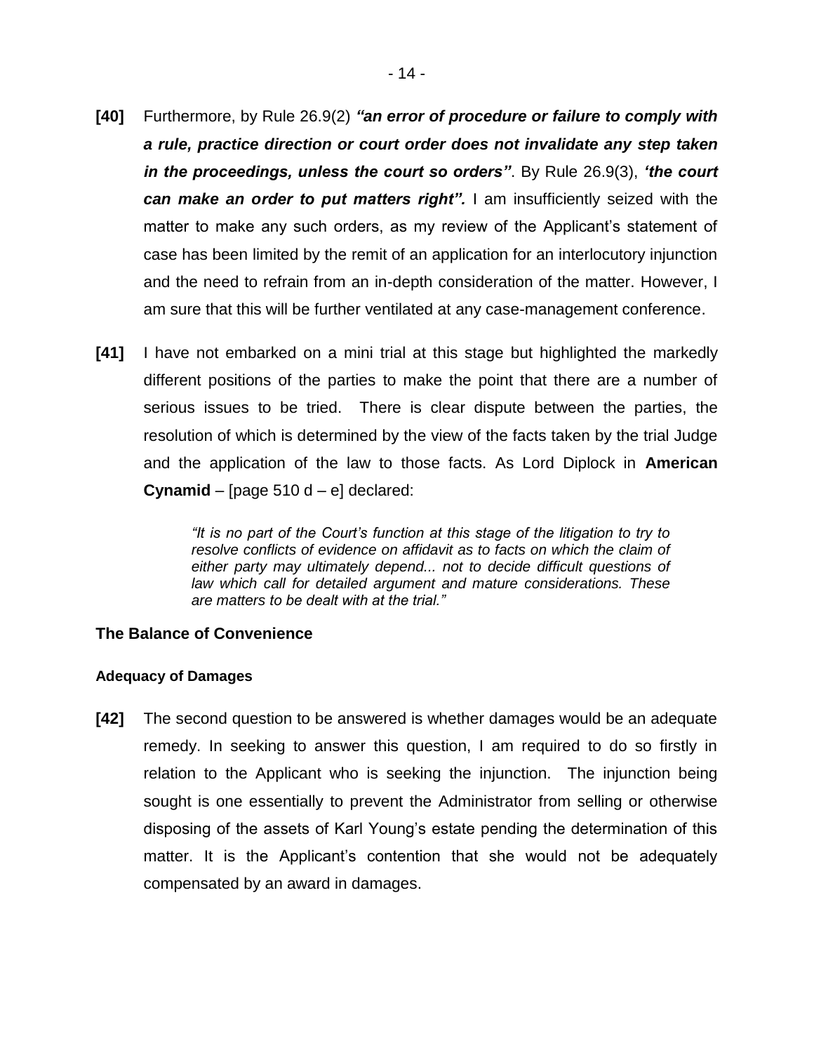**[40]** Furthermore, by Rule 26.9(2) ***"an error of procedure or failure to comply with a rule, practice direction or court order does not invalidate any step taken in the proceedings, unless the court so orders"***. By Rule 26.9(3), ***'the court can make an order to put matters right".*** I am insufficiently seized with the matter to make any such orders, as my review of the Applicant's statement of case has been limited by the remit of an application for an interlocutory injunction and the need to refrain from an in-depth consideration of the matter. However, I am sure that this will be further ventilated at any case-management conference.

**[41]** I have not embarked on a mini trial at this stage but highlighted the markedly different positions of the parties to make the point that there are a number of serious issues to be tried. There is clear dispute between the parties, the resolution of which is determined by the view of the facts taken by the trial Judge and the application of the law to those facts. As Lord Diplock in **American Cynamid** – [page 510 d – e] declared:

> *"It is no part of the Court's function at this stage of the litigation to try to resolve conflicts of evidence on affidavit as to facts on which the claim of either party may ultimately depend... not to decide difficult questions of law which call for detailed argument and mature considerations. These are matters to be dealt with at the trial."*

## The Balance of Convenience

### Adequacy of Damages

**[42]** The second question to be answered is whether damages would be an adequate remedy. In seeking to answer this question, I am required to do so firstly in relation to the Applicant who is seeking the injunction. The injunction being sought is one essentially to prevent the Administrator from selling or otherwise disposing of the assets of Karl Young's estate pending the determination of this matter. It is the Applicant's contention that she would not be adequately compensated by an award in damages.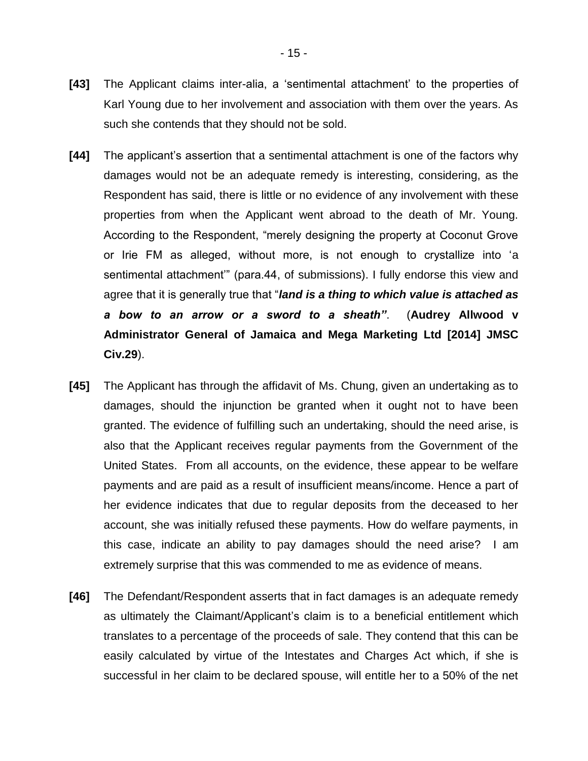**[43]** The Applicant claims inter-alia, a 'sentimental attachment' to the properties of Karl Young due to her involvement and association with them over the years. As such she contends that they should not be sold.

**[44]** The applicant's assertion that a sentimental attachment is one of the factors why damages would not be an adequate remedy is interesting, considering, as the Respondent has said, there is little or no evidence of any involvement with these properties from when the Applicant went abroad to the death of Mr. Young. According to the Respondent, "merely designing the property at Coconut Grove or Irie FM as alleged, without more, is not enough to crystallize into 'a sentimental attachment'" (para.44, of submissions). I fully endorse this view and agree that it is generally true that "***land is a thing to which value is attached as a bow to an arrow or a sword to a sheath"***. (**Audrey Allwood v Administrator General of Jamaica and Mega Marketing Ltd [2014] JMSC Civ.29**).

**[45]** The Applicant has through the affidavit of Ms. Chung, given an undertaking as to damages, should the injunction be granted when it ought not to have been granted. The evidence of fulfilling such an undertaking, should the need arise, is also that the Applicant receives regular payments from the Government of the United States. From all accounts, on the evidence, these appear to be welfare payments and are paid as a result of insufficient means/income. Hence a part of her evidence indicates that due to regular deposits from the deceased to her account, she was initially refused these payments. How do welfare payments, in this case, indicate an ability to pay damages should the need arise? I am extremely surprise that this was commended to me as evidence of means.

**[46]** The Defendant/Respondent asserts that in fact damages is an adequate remedy as ultimately the Claimant/Applicant's claim is to a beneficial entitlement which translates to a percentage of the proceeds of sale. They contend that this can be easily calculated by virtue of the Intestates and Charges Act which, if she is successful in her claim to be declared spouse, will entitle her to a 50% of the net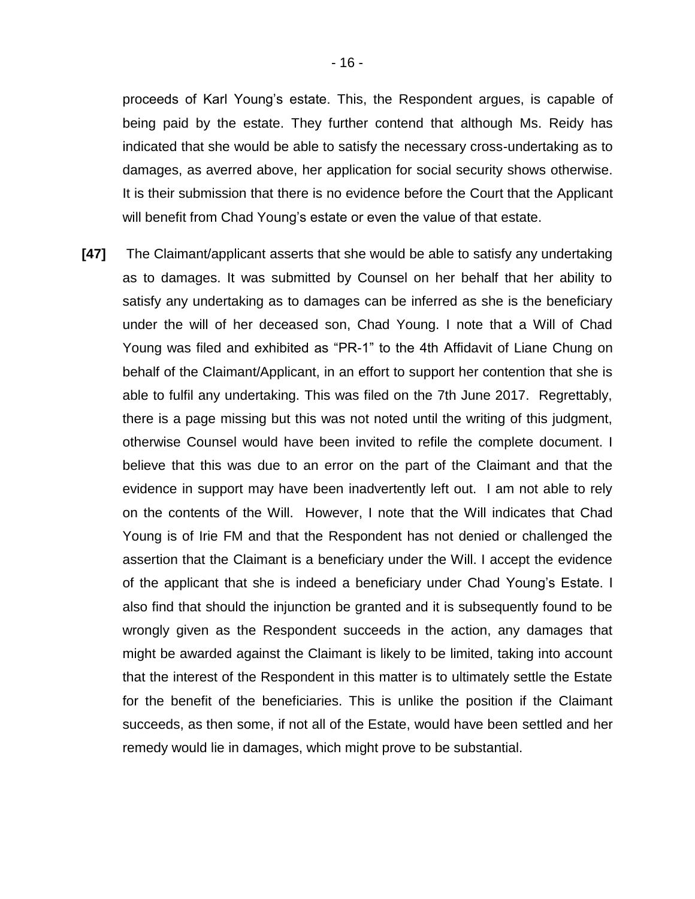proceeds of Karl Young's estate. This, the Respondent argues, is capable of being paid by the estate. They further contend that although Ms. Reidy has indicated that she would be able to satisfy the necessary cross-undertaking as to damages, as averred above, her application for social security shows otherwise. It is their submission that there is no evidence before the Court that the Applicant will benefit from Chad Young's estate or even the value of that estate.

**[47]** The Claimant/applicant asserts that she would be able to satisfy any undertaking as to damages. It was submitted by Counsel on her behalf that her ability to satisfy any undertaking as to damages can be inferred as she is the beneficiary under the will of her deceased son, Chad Young. I note that a Will of Chad Young was filed and exhibited as "PR-1" to the 4th Affidavit of Liane Chung on behalf of the Claimant/Applicant, in an effort to support her contention that she is able to fulfil any undertaking. This was filed on the 7th June 2017. Regrettably, there is a page missing but this was not noted until the writing of this judgment, otherwise Counsel would have been invited to refile the complete document. I believe that this was due to an error on the part of the Claimant and that the evidence in support may have been inadvertently left out. I am not able to rely on the contents of the Will. However, I note that the Will indicates that Chad Young is of Irie FM and that the Respondent has not denied or challenged the assertion that the Claimant is a beneficiary under the Will. I accept the evidence of the applicant that she is indeed a beneficiary under Chad Young's Estate. I also find that should the injunction be granted and it is subsequently found to be wrongly given as the Respondent succeeds in the action, any damages that might be awarded against the Claimant is likely to be limited, taking into account that the interest of the Respondent in this matter is to ultimately settle the Estate for the benefit of the beneficiaries. This is unlike the position if the Claimant succeeds, as then some, if not all of the Estate, would have been settled and her remedy would lie in damages, which might prove to be substantial.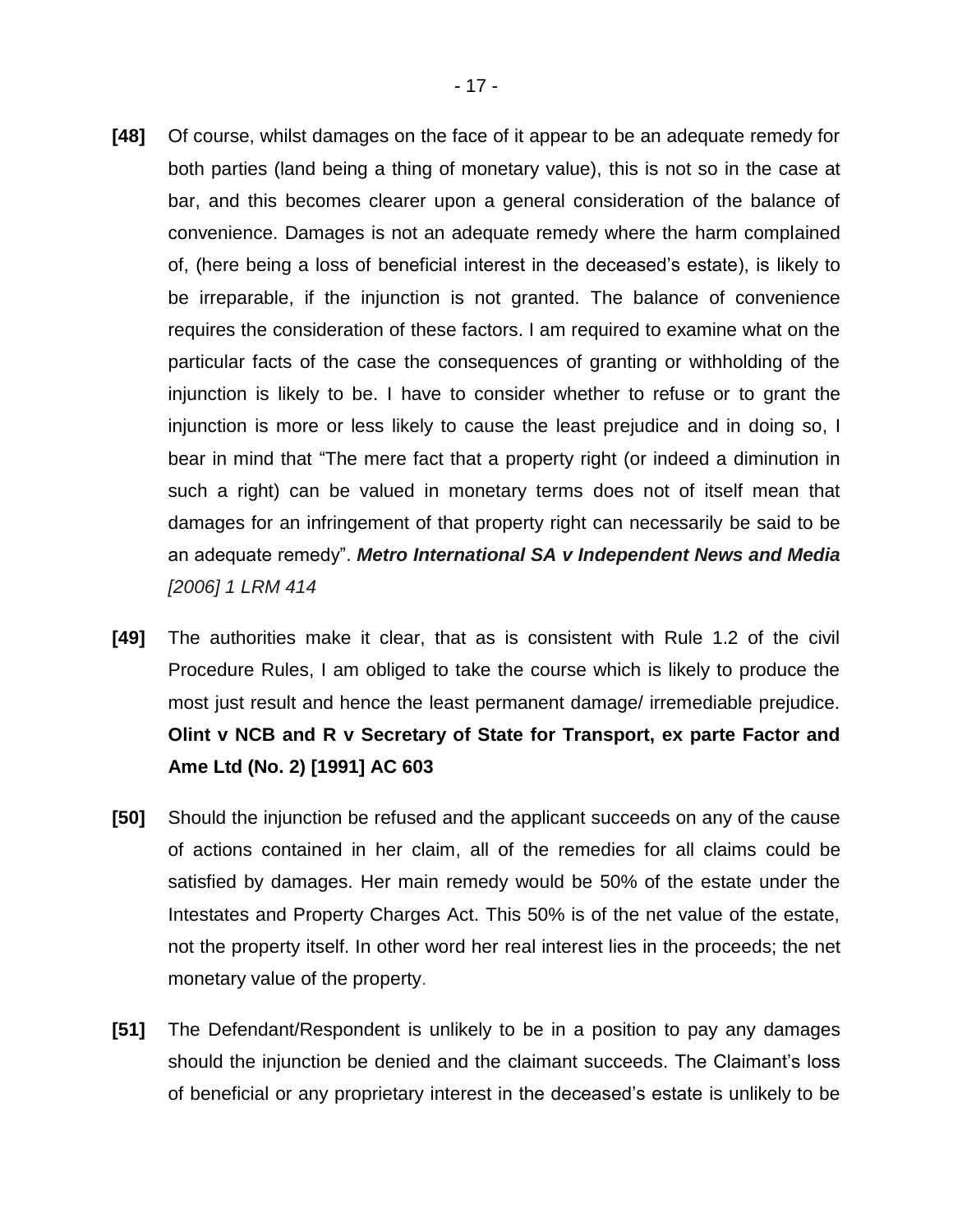**[48]** Of course, whilst damages on the face of it appear to be an adequate remedy for both parties (land being a thing of monetary value), this is not so in the case at bar, and this becomes clearer upon a general consideration of the balance of convenience. Damages is not an adequate remedy where the harm complained of, (here being a loss of beneficial interest in the deceased's estate), is likely to be irreparable, if the injunction is not granted. The balance of convenience requires the consideration of these factors. I am required to examine what on the particular facts of the case the consequences of granting or withholding of the injunction is likely to be. I have to consider whether to refuse or to grant the injunction is more or less likely to cause the least prejudice and in doing so, I bear in mind that "The mere fact that a property right (or indeed a diminution in such a right) can be valued in monetary terms does not of itself mean that damages for an infringement of that property right can necessarily be said to be an adequate remedy". ***Metro International SA v Independent News and Media*** *[2006] 1 LRM 414*

**[49]** The authorities make it clear, that as is consistent with Rule 1.2 of the civil Procedure Rules, I am obliged to take the course which is likely to produce the most just result and hence the least permanent damage/ irremediable prejudice. **Olint v NCB and R v Secretary of State for Transport, ex parte Factor and Ame Ltd (No. 2) [1991] AC 603**

**[50]** Should the injunction be refused and the applicant succeeds on any of the cause of actions contained in her claim, all of the remedies for all claims could be satisfied by damages. Her main remedy would be 50% of the estate under the Intestates and Property Charges Act. This 50% is of the net value of the estate, not the property itself. In other word her real interest lies in the proceeds; the net monetary value of the property.

**[51]** The Defendant/Respondent is unlikely to be in a position to pay any damages should the injunction be denied and the claimant succeeds. The Claimant's loss of beneficial or any proprietary interest in the deceased's estate is unlikely to be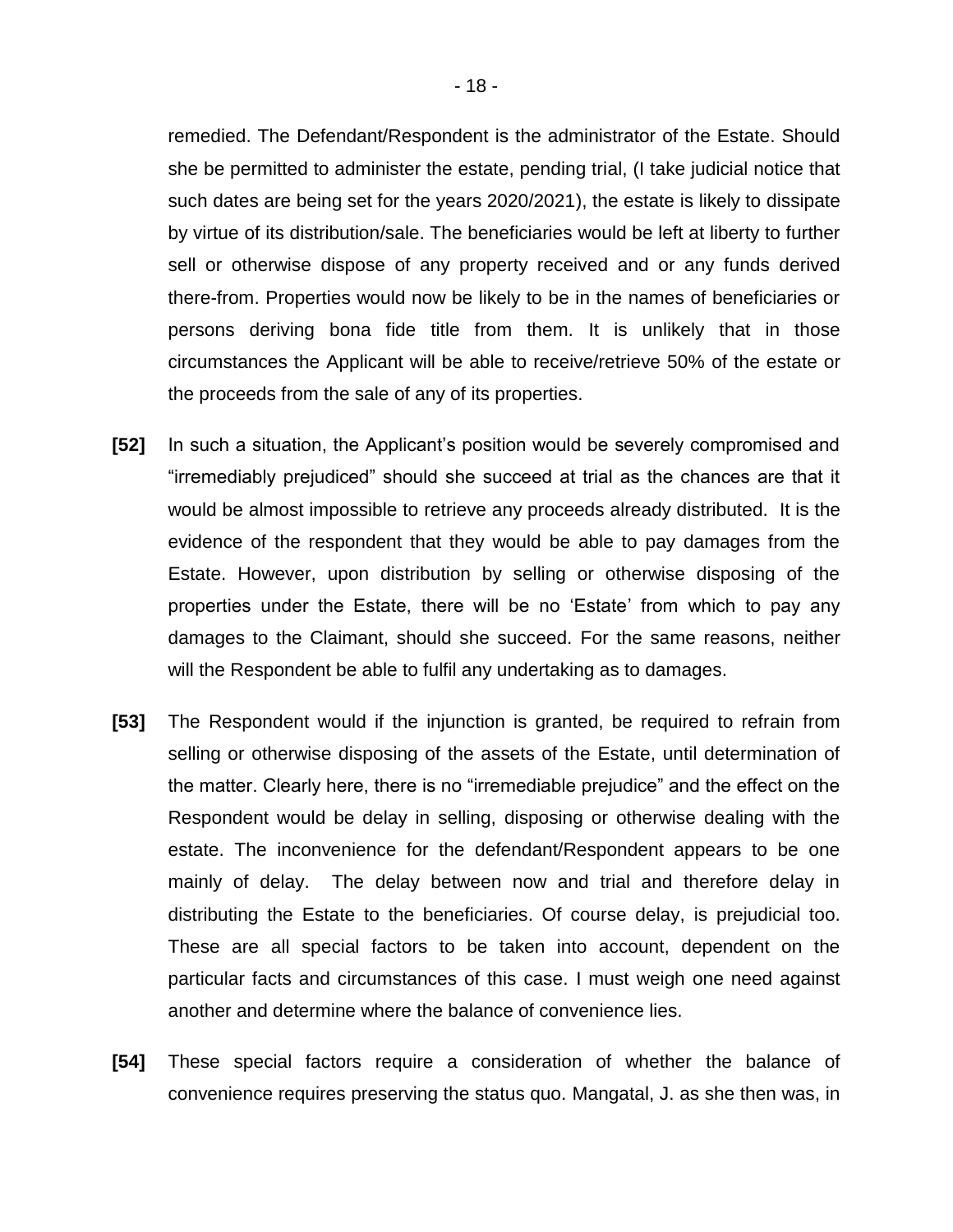remedied. The Defendant/Respondent is the administrator of the Estate. Should she be permitted to administer the estate, pending trial, (I take judicial notice that such dates are being set for the years 2020/2021), the estate is likely to dissipate by virtue of its distribution/sale. The beneficiaries would be left at liberty to further sell or otherwise dispose of any property received and or any funds derived there-from. Properties would now be likely to be in the names of beneficiaries or persons deriving bona fide title from them. It is unlikely that in those circumstances the Applicant will be able to receive/retrieve 50% of the estate or the proceeds from the sale of any of its properties.

**[52]** In such a situation, the Applicant's position would be severely compromised and "irremediably prejudiced" should she succeed at trial as the chances are that it would be almost impossible to retrieve any proceeds already distributed. It is the evidence of the respondent that they would be able to pay damages from the Estate. However, upon distribution by selling or otherwise disposing of the properties under the Estate, there will be no 'Estate' from which to pay any damages to the Claimant, should she succeed. For the same reasons, neither will the Respondent be able to fulfil any undertaking as to damages.

**[53]** The Respondent would if the injunction is granted, be required to refrain from selling or otherwise disposing of the assets of the Estate, until determination of the matter. Clearly here, there is no "irremediable prejudice" and the effect on the Respondent would be delay in selling, disposing or otherwise dealing with the estate. The inconvenience for the defendant/Respondent appears to be one mainly of delay. The delay between now and trial and therefore delay in distributing the Estate to the beneficiaries. Of course delay, is prejudicial too. These are all special factors to be taken into account, dependent on the particular facts and circumstances of this case. I must weigh one need against another and determine where the balance of convenience lies.

**[54]** These special factors require a consideration of whether the balance of convenience requires preserving the status quo. Mangatal, J. as she then was, in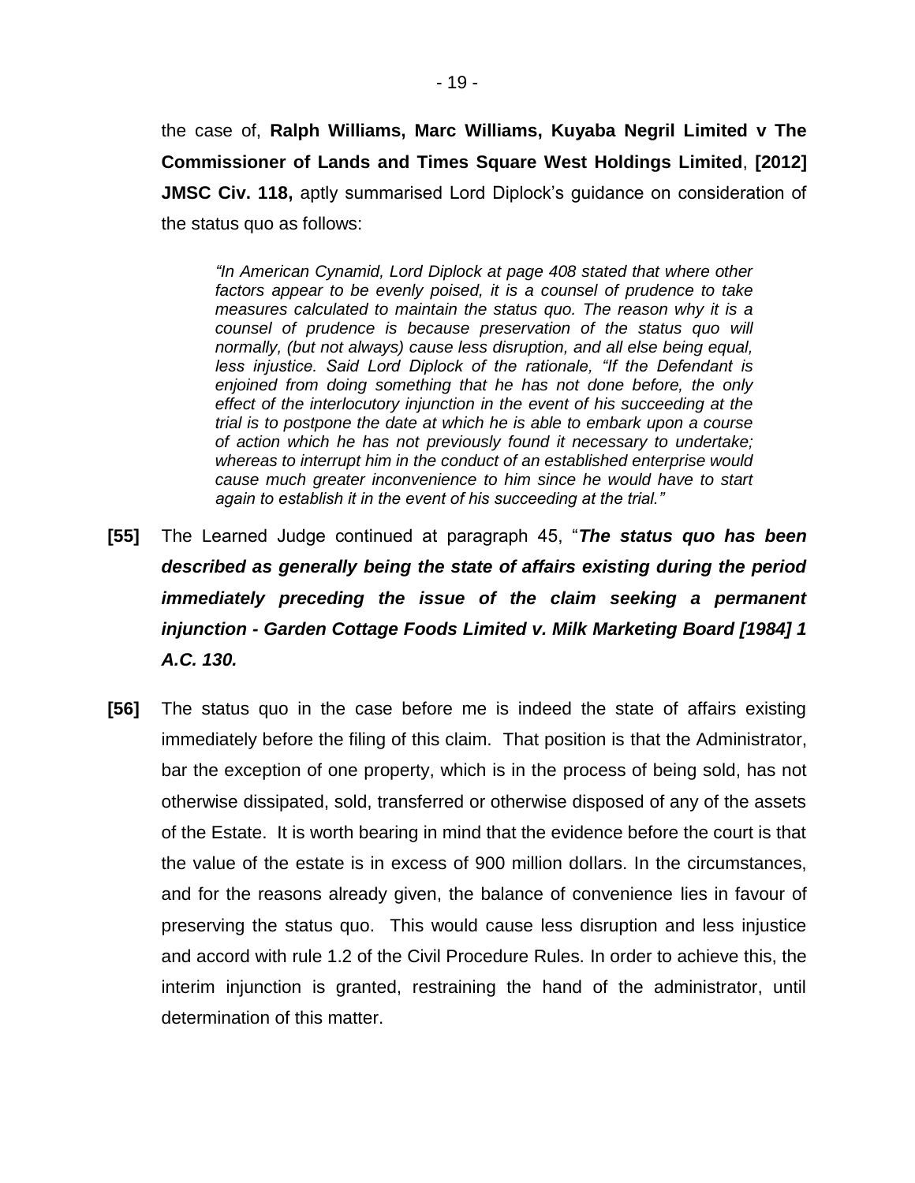the case of, **Ralph Williams, Marc Williams, Kuyaba Negril Limited v The Commissioner of Lands and Times Square West Holdings Limited**, **[2012] JMSC Civ. 118,** aptly summarised Lord Diplock's guidance on consideration of the status quo as follows:

> *"In American Cynamid, Lord Diplock at page 408 stated that where other factors appear to be evenly poised, it is a counsel of prudence to take measures calculated to maintain the status quo. The reason why it is a counsel of prudence is because preservation of the status quo will normally, (but not always) cause less disruption, and all else being equal, less injustice. Said Lord Diplock of the rationale, "If the Defendant is enjoined from doing something that he has not done before, the only effect of the interlocutory injunction in the event of his succeeding at the trial is to postpone the date at which he is able to embark upon a course of action which he has not previously found it necessary to undertake; whereas to interrupt him in the conduct of an established enterprise would cause much greater inconvenience to him since he would have to start again to establish it in the event of his succeeding at the trial."*

**[55]** The Learned Judge continued at paragraph 45, "***The status quo has been described as generally being the state of affairs existing during the period immediately preceding the issue of the claim seeking a permanent injunction - Garden Cottage Foods Limited v. Milk Marketing Board [1984] 1 A.C. 130.***

**[56]** The status quo in the case before me is indeed the state of affairs existing immediately before the filing of this claim. That position is that the Administrator, bar the exception of one property, which is in the process of being sold, has not otherwise dissipated, sold, transferred or otherwise disposed of any of the assets of the Estate. It is worth bearing in mind that the evidence before the court is that the value of the estate is in excess of 900 million dollars. In the circumstances, and for the reasons already given, the balance of convenience lies in favour of preserving the status quo. This would cause less disruption and less injustice and accord with rule 1.2 of the Civil Procedure Rules. In order to achieve this, the interim injunction is granted, restraining the hand of the administrator, until determination of this matter.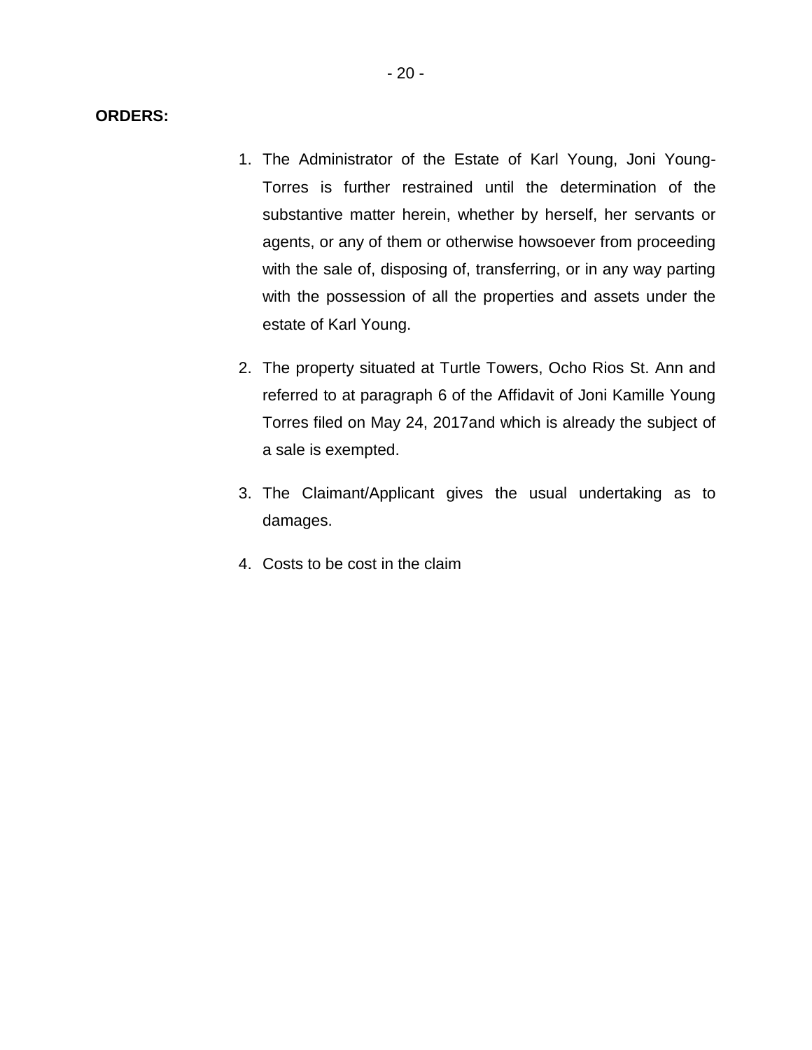**ORDERS:**

1. The Administrator of the Estate of Karl Young, Joni Young-Torres is further restrained until the determination of the substantive matter herein, whether by herself, her servants or agents, or any of them or otherwise howsoever from proceeding with the sale of, disposing of, transferring, or in any way parting with the possession of all the properties and assets under the estate of Karl Young.

2. The property situated at Turtle Towers, Ocho Rios St. Ann and referred to at paragraph 6 of the Affidavit of Joni Kamille Young Torres filed on May 24, 2017and which is already the subject of a sale is exempted.

3. The Claimant/Applicant gives the usual undertaking as to damages.

4. Costs to be cost in the claim